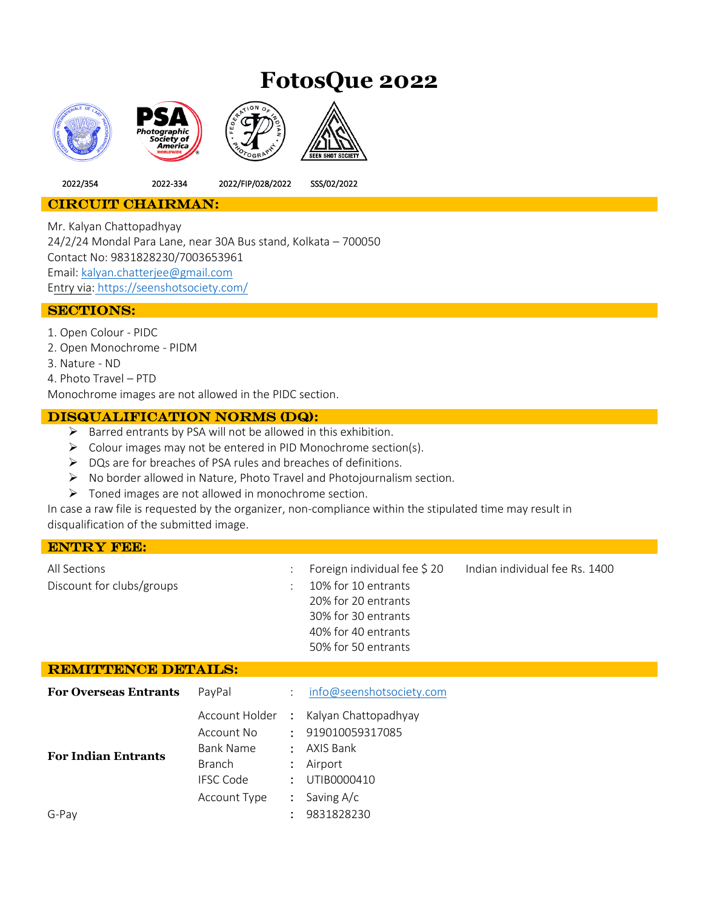# FotosQue 2022

| 2022/354 | 2022-334 | 2022/FIP/028/2022 | SSS/02/2022 |
|---|---|---|---|

## CIRCUIT CHAIRMAN:

Mr. Kalyan Chattopadhyay
24/2/24 Mondal Para Lane, near 30A Bus stand, Kolkata – 700050
Contact No: 9831828230/7003653961
Email: kalyan.chatterjee@gmail.com
Entry via: https://seenshotsociety.com/

## SECTIONS:

1. Open Colour - PIDC
2. Open Monochrome - PIDM
3. Nature - ND
4. Photo Travel – PTD

Monochrome images are not allowed in the PIDC section.

## DISQUALIFICATION NORMS (DQ):

- Barred entrants by PSA will not be allowed in this exhibition.
- Colour images may not be entered in PID Monochrome section(s).
- DQs are for breaches of PSA rules and breaches of definitions.
- No border allowed in Nature, Photo Travel and Photojournalism section.
- Toned images are not allowed in monochrome section.

In case a raw file is requested by the organizer, non-compliance within the stipulated time may result in disqualification of the submitted image.

## ENTRY FEE:

| | | | |
|---|---|---|---|
| All Sections | : | Foreign individual fee $ 20 | Indian individual fee Rs. 1400 |
| Discount for clubs/groups | : | 10% for 10 entrants<br>20% for 20 entrants<br>30% for 30 entrants<br>40% for 40 entrants<br>50% for 50 entrants | |

## REMITTENCE DETAILS:

| | | | |
|---|---|---|---|
| **For Overseas Entrants** | PayPal | : | info@seenshotsociety.com |
| **For Indian Entrants** | Account Holder | : | Kalyan Chattopadhyay |
| | Account No | : | 919010059317085 |
| | Bank Name | : | AXIS Bank |
| | Branch | : | Airport |
| | IFSC Code | : | UTIB0000410 |
| | Account Type | : | Saving A/c |
| G-Pay | | : | 9831828230 |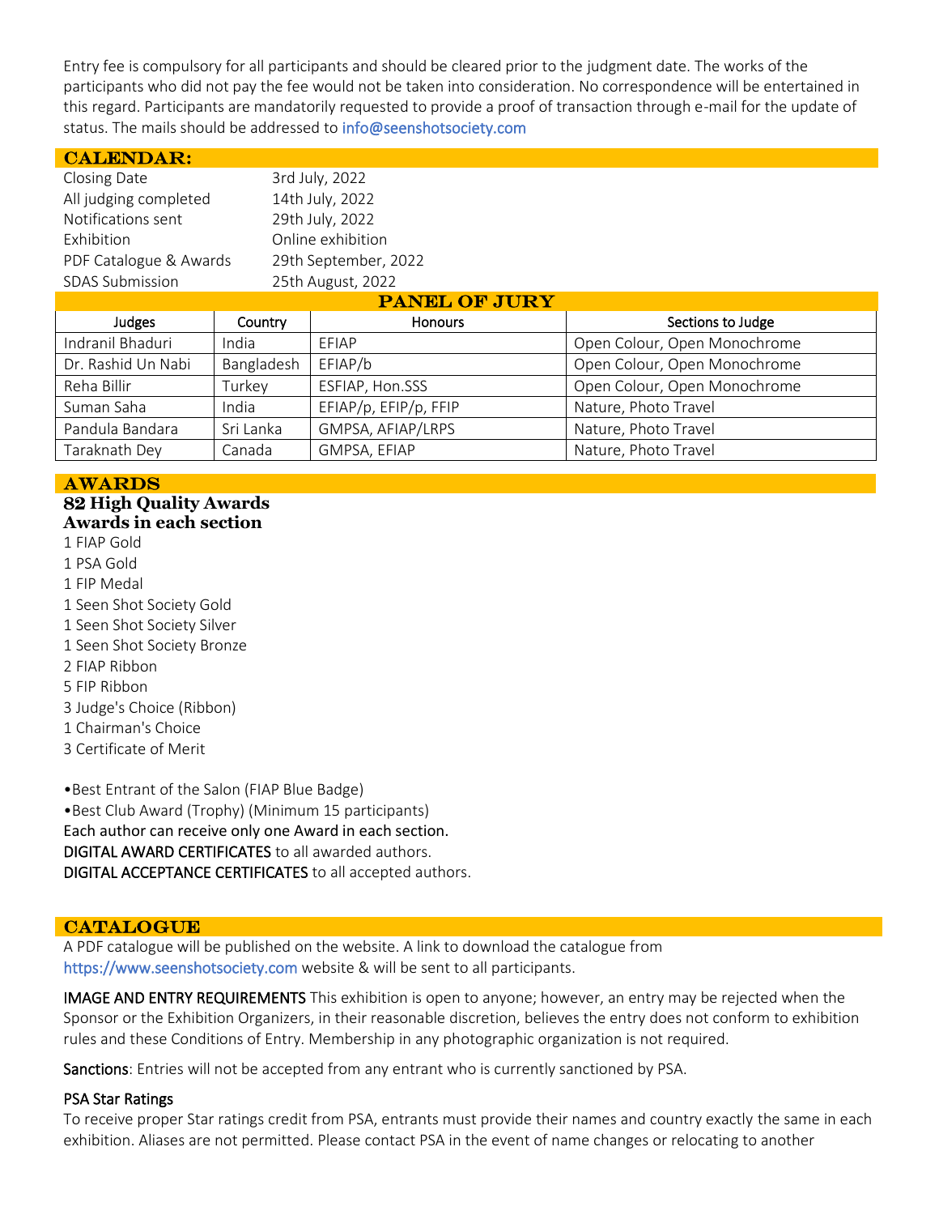Entry fee is compulsory for all participants and should be cleared prior to the judgment date. The works of the participants who did not pay the fee would not be taken into consideration. No correspondence will be entertained in this regard. Participants are mandatorily requested to provide a proof of transaction through e-mail for the update of status. The mails should be addressed to info@seenshotsociety.com

## CALENDAR:

| | |
|---|---|
| Closing Date | 3rd July, 2022 |
| All judging completed | 14th July, 2022 |
| Notifications sent | 29th July, 2022 |
| Exhibition | Online exhibition |
| PDF Catalogue & Awards | 29th September, 2022 |
| SDAS Submission | 25th August, 2022 |

## PANEL OF JURY

| Judges | Country | Honours | Sections to Judge |
|---|---|---|---|
| Indranil Bhaduri | India | EFIAP | Open Colour, Open Monochrome |
| Dr. Rashid Un Nabi | Bangladesh | EFIAP/b | Open Colour, Open Monochrome |
| Reha Billir | Turkey | ESFIAP, Hon.SSS | Open Colour, Open Monochrome |
| Suman Saha | India | EFIAP/p, EFIP/p, FFIP | Nature, Photo Travel |
| Pandula Bandara | Sri Lanka | GMPSA, AFIAP/LRPS | Nature, Photo Travel |
| Taraknath Dey | Canada | GMPSA, EFIAP | Nature, Photo Travel |

## AWARDS

**82 High Quality Awards**
**Awards in each section**

1 FIAP Gold
1 PSA Gold
1 FIP Medal
1 Seen Shot Society Gold
1 Seen Shot Society Silver
1 Seen Shot Society Bronze
2 FIAP Ribbon
5 FIP Ribbon
3 Judge's Choice (Ribbon)
1 Chairman's Choice
3 Certificate of Merit

•Best Entrant of the Salon (FIAP Blue Badge)
•Best Club Award (Trophy) (Minimum 15 participants)
Each author can receive only one Award in each section.
DIGITAL AWARD CERTIFICATES to all awarded authors.
DIGITAL ACCEPTANCE CERTIFICATES to all accepted authors.

## CATALOGUE

A PDF catalogue will be published on the website. A link to download the catalogue from https://www.seenshotsociety.com website & will be sent to all participants.

IMAGE AND ENTRY REQUIREMENTS This exhibition is open to anyone; however, an entry may be rejected when the Sponsor or the Exhibition Organizers, in their reasonable discretion, believes the entry does not conform to exhibition rules and these Conditions of Entry. Membership in any photographic organization is not required.

Sanctions: Entries will not be accepted from any entrant who is currently sanctioned by PSA.

### PSA Star Ratings

To receive proper Star ratings credit from PSA, entrants must provide their names and country exactly the same in each exhibition. Aliases are not permitted. Please contact PSA in the event of name changes or relocating to another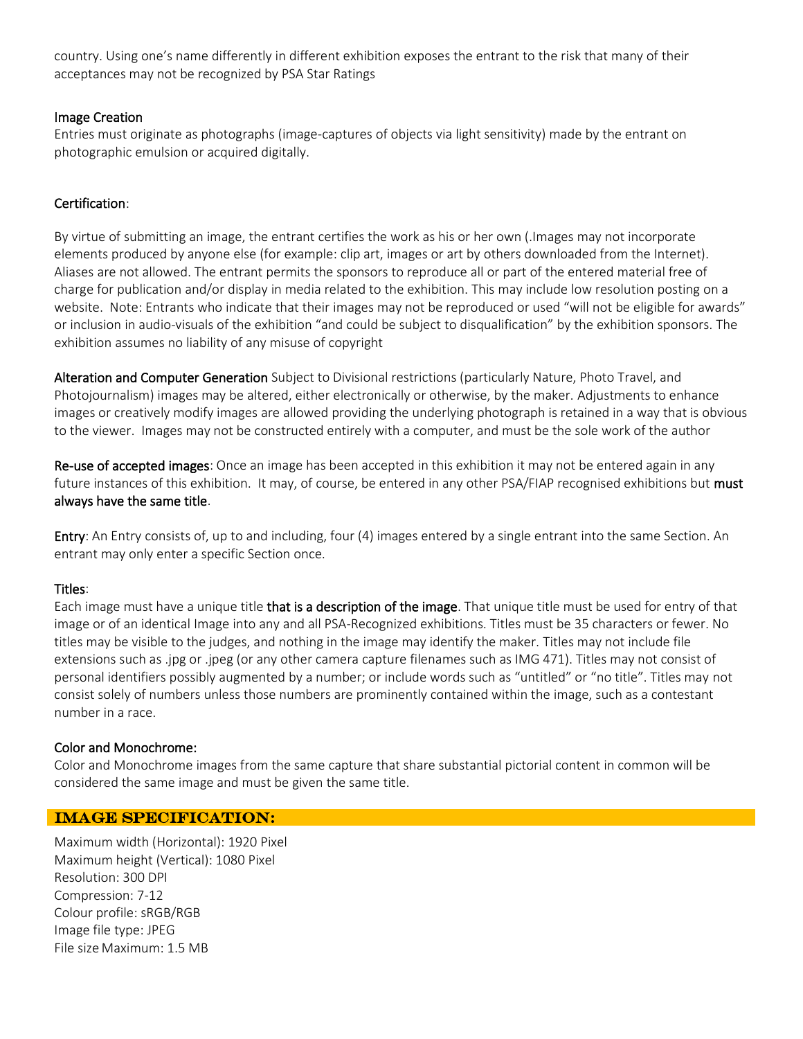country. Using one's name differently in different exhibition exposes the entrant to the risk that many of their acceptances may not be recognized by PSA Star Ratings

Image Creation

Entries must originate as photographs (image-captures of objects via light sensitivity) made by the entrant on photographic emulsion or acquired digitally.

Certification:

By virtue of submitting an image, the entrant certifies the work as his or her own (.Images may not incorporate elements produced by anyone else (for example: clip art, images or art by others downloaded from the Internet). Aliases are not allowed. The entrant permits the sponsors to reproduce all or part of the entered material free of charge for publication and/or display in media related to the exhibition. This may include low resolution posting on a website. Note: Entrants who indicate that their images may not be reproduced or used "will not be eligible for awards" or inclusion in audio-visuals of the exhibition "and could be subject to disqualification" by the exhibition sponsors. The exhibition assumes no liability of any misuse of copyright

**Alteration and Computer Generation** Subject to Divisional restrictions (particularly Nature, Photo Travel, and Photojournalism) images may be altered, either electronically or otherwise, by the maker. Adjustments to enhance images or creatively modify images are allowed providing the underlying photograph is retained in a way that is obvious to the viewer. Images may not be constructed entirely with a computer, and must be the sole work of the author

**Re-use of accepted images**: Once an image has been accepted in this exhibition it may not be entered again in any future instances of this exhibition. It may, of course, be entered in any other PSA/FIAP recognised exhibitions but **must always have the same title**.

**Entry**: An Entry consists of, up to and including, four (4) images entered by a single entrant into the same Section. An entrant may only enter a specific Section once.

**Titles**:

Each image must have a unique title **that is a description of the image**. That unique title must be used for entry of that image or of an identical Image into any and all PSA-Recognized exhibitions. Titles must be 35 characters or fewer. No titles may be visible to the judges, and nothing in the image may identify the maker. Titles may not include file extensions such as .jpg or .jpeg (or any other camera capture filenames such as IMG 471). Titles may not consist of personal identifiers possibly augmented by a number; or include words such as "untitled" or "no title". Titles may not consist solely of numbers unless those numbers are prominently contained within the image, such as a contestant number in a race.

**Color and Monochrome:**

Color and Monochrome images from the same capture that share substantial pictorial content in common will be considered the same image and must be given the same title.

## IMAGE SPECIFICATION:

Maximum width (Horizontal): 1920 Pixel
Maximum height (Vertical): 1080 Pixel
Resolution: 300 DPI
Compression: 7-12
Colour profile: sRGB/RGB
Image file type: JPEG
File size Maximum: 1.5 MB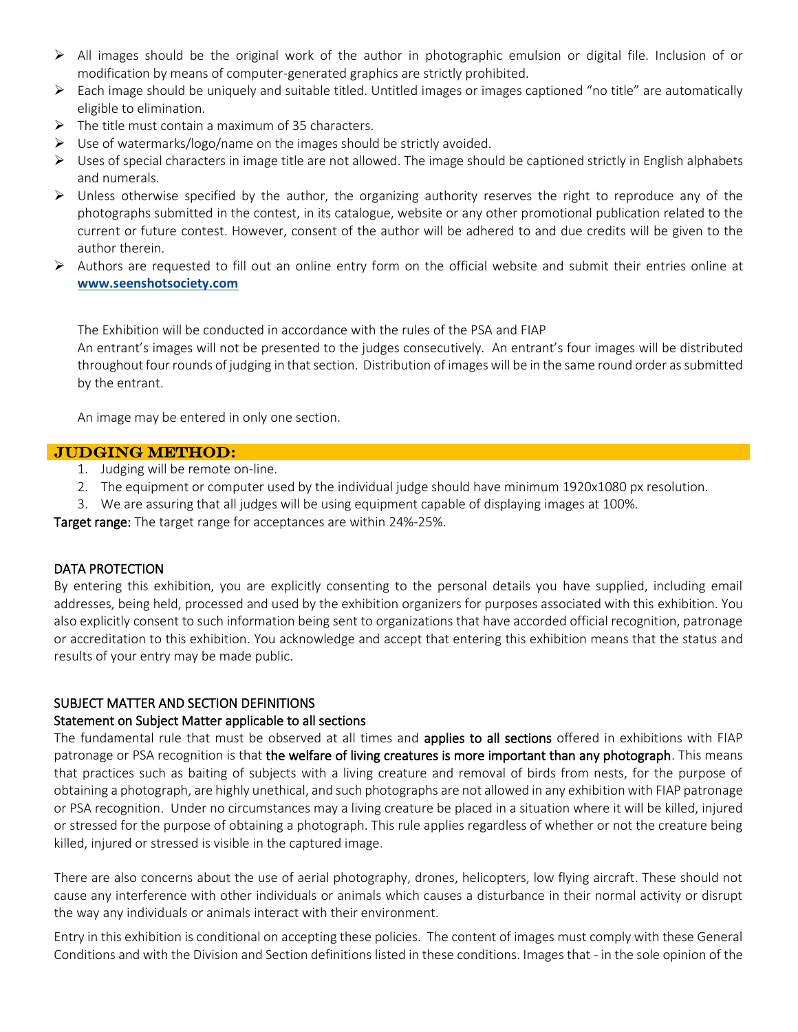- All images should be the original work of the author in photographic emulsion or digital file. Inclusion of or modification by means of computer-generated graphics are strictly prohibited.
- Each image should be uniquely and suitable titled. Untitled images or images captioned "no title" are automatically eligible to elimination.
- The title must contain a maximum of 35 characters.
- Use of watermarks/logo/name on the images should be strictly avoided.
- Uses of special characters in image title are not allowed. The image should be captioned strictly in English alphabets and numerals.
- Unless otherwise specified by the author, the organizing authority reserves the right to reproduce any of the photographs submitted in the contest, in its catalogue, website or any other promotional publication related to the current or future contest. However, consent of the author will be adhered to and due credits will be given to the author therein.
- Authors are requested to fill out an online entry form on the official website and submit their entries online at **www.seenshotsociety.com**

The Exhibition will be conducted in accordance with the rules of the PSA and FIAP
An entrant's images will not be presented to the judges consecutively. An entrant's four images will be distributed throughout four rounds of judging in that section. Distribution of images will be in the same round order as submitted by the entrant.

An image may be entered in only one section.

## JUDGING METHOD:

1. Judging will be remote on-line.
2. The equipment or computer used by the individual judge should have minimum 1920x1080 px resolution.
3. We are assuring that all judges will be using equipment capable of displaying images at 100%.

Target range: The target range for acceptances are within 24%-25%.

### DATA PROTECTION

By entering this exhibition, you are explicitly consenting to the personal details you have supplied, including email addresses, being held, processed and used by the exhibition organizers for purposes associated with this exhibition. You also explicitly consent to such information being sent to organizations that have accorded official recognition, patronage or accreditation to this exhibition. You acknowledge and accept that entering this exhibition means that the status and results of your entry may be made public.

### SUBJECT MATTER AND SECTION DEFINITIONS

#### Statement on Subject Matter applicable to all sections

The fundamental rule that must be observed at all times and **applies to all sections** offered in exhibitions with FIAP patronage or PSA recognition is that **the welfare of living creatures is more important than any photograph**. This means that practices such as baiting of subjects with a living creature and removal of birds from nests, for the purpose of obtaining a photograph, are highly unethical, and such photographs are not allowed in any exhibition with FIAP patronage or PSA recognition. Under no circumstances may a living creature be placed in a situation where it will be killed, injured or stressed for the purpose of obtaining a photograph. This rule applies regardless of whether or not the creature being killed, injured or stressed is visible in the captured image.

There are also concerns about the use of aerial photography, drones, helicopters, low flying aircraft. These should not cause any interference with other individuals or animals which causes a disturbance in their normal activity or disrupt the way any individuals or animals interact with their environment.

Entry in this exhibition is conditional on accepting these policies. The content of images must comply with these General Conditions and with the Division and Section definitions listed in these conditions. Images that - in the sole opinion of the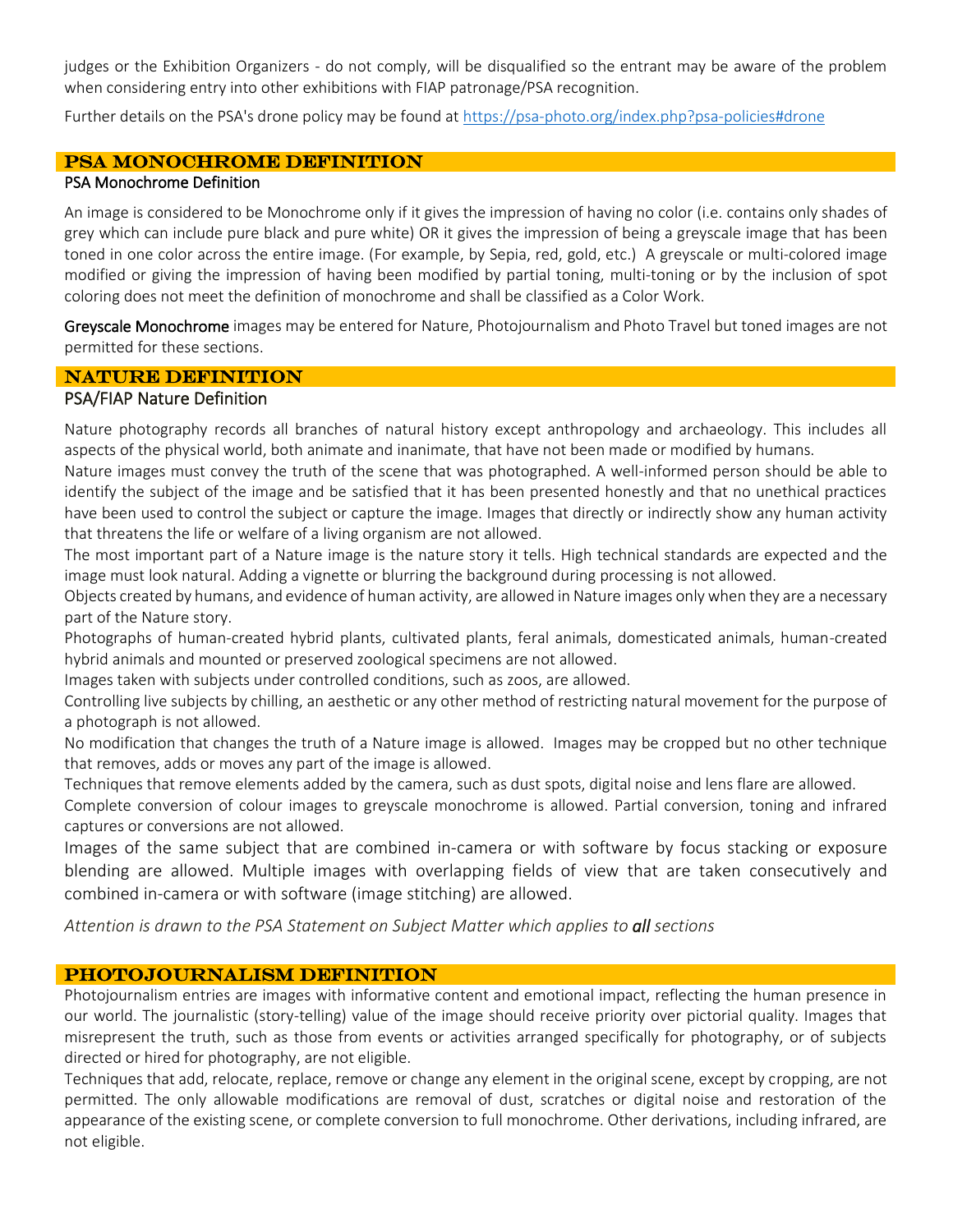judges or the Exhibition Organizers - do not comply, will be disqualified so the entrant may be aware of the problem when considering entry into other exhibitions with FIAP patronage/PSA recognition.

Further details on the PSA's drone policy may be found at https://psa-photo.org/index.php?psa-policies#drone

## PSA MONOCHROME DEFINITION

### PSA Monochrome Definition

An image is considered to be Monochrome only if it gives the impression of having no color (i.e. contains only shades of grey which can include pure black and pure white) OR it gives the impression of being a greyscale image that has been toned in one color across the entire image. (For example, by Sepia, red, gold, etc.) A greyscale or multi-colored image modified or giving the impression of having been modified by partial toning, multi-toning or by the inclusion of spot coloring does not meet the definition of monochrome and shall be classified as a Color Work.

Greyscale Monochrome images may be entered for Nature, Photojournalism and Photo Travel but toned images are not permitted for these sections.

## NATURE DEFINITION

### PSA/FIAP Nature Definition

Nature photography records all branches of natural history except anthropology and archaeology. This includes all aspects of the physical world, both animate and inanimate, that have not been made or modified by humans.

Nature images must convey the truth of the scene that was photographed. A well-informed person should be able to identify the subject of the image and be satisfied that it has been presented honestly and that no unethical practices have been used to control the subject or capture the image. Images that directly or indirectly show any human activity that threatens the life or welfare of a living organism are not allowed.

The most important part of a Nature image is the nature story it tells. High technical standards are expected and the image must look natural. Adding a vignette or blurring the background during processing is not allowed.

Objects created by humans, and evidence of human activity, are allowed in Nature images only when they are a necessary part of the Nature story.

Photographs of human-created hybrid plants, cultivated plants, feral animals, domesticated animals, human-created hybrid animals and mounted or preserved zoological specimens are not allowed.

Images taken with subjects under controlled conditions, such as zoos, are allowed.

Controlling live subjects by chilling, an aesthetic or any other method of restricting natural movement for the purpose of a photograph is not allowed.

No modification that changes the truth of a Nature image is allowed. Images may be cropped but no other technique that removes, adds or moves any part of the image is allowed.

Techniques that remove elements added by the camera, such as dust spots, digital noise and lens flare are allowed.

Complete conversion of colour images to greyscale monochrome is allowed. Partial conversion, toning and infrared captures or conversions are not allowed.

Images of the same subject that are combined in-camera or with software by focus stacking or exposure blending are allowed. Multiple images with overlapping fields of view that are taken consecutively and combined in-camera or with software (image stitching) are allowed.

*Attention is drawn to the PSA Statement on Subject Matter which applies to **all** sections*

## PHOTOJOURNALISM DEFINITION

Photojournalism entries are images with informative content and emotional impact, reflecting the human presence in our world. The journalistic (story-telling) value of the image should receive priority over pictorial quality. Images that misrepresent the truth, such as those from events or activities arranged specifically for photography, or of subjects directed or hired for photography, are not eligible.

Techniques that add, relocate, replace, remove or change any element in the original scene, except by cropping, are not permitted. The only allowable modifications are removal of dust, scratches or digital noise and restoration of the appearance of the existing scene, or complete conversion to full monochrome. Other derivations, including infrared, are not eligible.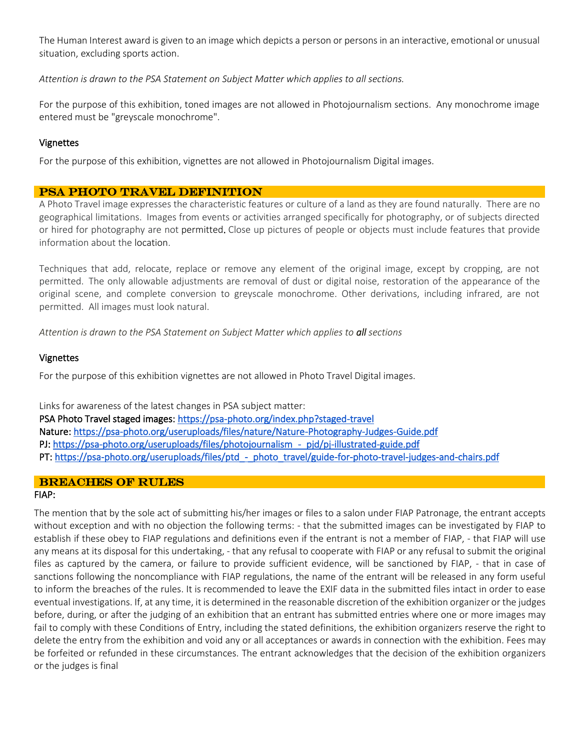The Human Interest award is given to an image which depicts a person or persons in an interactive, emotional or unusual situation, excluding sports action.

*Attention is drawn to the PSA Statement on Subject Matter which applies to all sections.*

For the purpose of this exhibition, toned images are not allowed in Photojournalism sections. Any monochrome image entered must be "greyscale monochrome".

### Vignettes

For the purpose of this exhibition, vignettes are not allowed in Photojournalism Digital images.

## PSA PHOTO TRAVEL DEFINITION

A Photo Travel image expresses the characteristic features or culture of a land as they are found naturally. There are no geographical limitations. Images from events or activities arranged specifically for photography, or of subjects directed or hired for photography are not permitted. Close up pictures of people or objects must include features that provide information about the location.

Techniques that add, relocate, replace or remove any element of the original image, except by cropping, are not permitted. The only allowable adjustments are removal of dust or digital noise, restoration of the appearance of the original scene, and complete conversion to greyscale monochrome. Other derivations, including infrared, are not permitted. All images must look natural.

*Attention is drawn to the PSA Statement on Subject Matter which applies to **all** sections*

### Vignettes

For the purpose of this exhibition vignettes are not allowed in Photo Travel Digital images.

Links for awareness of the latest changes in PSA subject matter:
PSA Photo Travel staged images: https://psa-photo.org/index.php?staged-travel
Nature: https://psa-photo.org/useruploads/files/nature/Nature-Photography-Judges-Guide.pdf
PJ: https://psa-photo.org/useruploads/files/photojournalism_-_pjd/pj-illustrated-guide.pdf
PT: https://psa-photo.org/useruploads/files/ptd_-_photo_travel/guide-for-photo-travel-judges-and-chairs.pdf

## BREACHES OF RULES

FIAP:

The mention that by the sole act of submitting his/her images or files to a salon under FIAP Patronage, the entrant accepts without exception and with no objection the following terms: - that the submitted images can be investigated by FIAP to establish if these obey to FIAP regulations and definitions even if the entrant is not a member of FIAP, - that FIAP will use any means at its disposal for this undertaking, - that any refusal to cooperate with FIAP or any refusal to submit the original files as captured by the camera, or failure to provide sufficient evidence, will be sanctioned by FIAP, - that in case of sanctions following the noncompliance with FIAP regulations, the name of the entrant will be released in any form useful to inform the breaches of the rules. It is recommended to leave the EXIF data in the submitted files intact in order to ease eventual investigations. If, at any time, it is determined in the reasonable discretion of the exhibition organizer or the judges before, during, or after the judging of an exhibition that an entrant has submitted entries where one or more images may fail to comply with these Conditions of Entry, including the stated definitions, the exhibition organizers reserve the right to delete the entry from the exhibition and void any or all acceptances or awards in connection with the exhibition. Fees may be forfeited or refunded in these circumstances. The entrant acknowledges that the decision of the exhibition organizers or the judges is final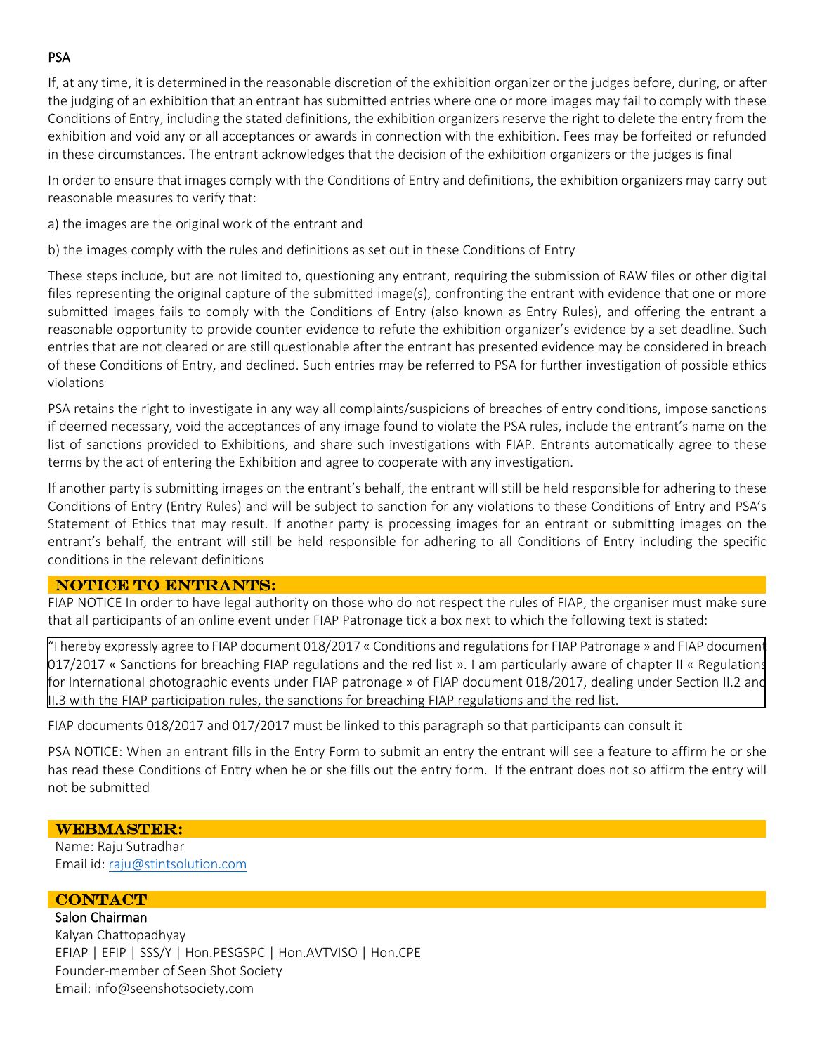PSA

If, at any time, it is determined in the reasonable discretion of the exhibition organizer or the judges before, during, or after the judging of an exhibition that an entrant has submitted entries where one or more images may fail to comply with these Conditions of Entry, including the stated definitions, the exhibition organizers reserve the right to delete the entry from the exhibition and void any or all acceptances or awards in connection with the exhibition. Fees may be forfeited or refunded in these circumstances. The entrant acknowledges that the decision of the exhibition organizers or the judges is final

In order to ensure that images comply with the Conditions of Entry and definitions, the exhibition organizers may carry out reasonable measures to verify that:

a) the images are the original work of the entrant and

b) the images comply with the rules and definitions as set out in these Conditions of Entry

These steps include, but are not limited to, questioning any entrant, requiring the submission of RAW files or other digital files representing the original capture of the submitted image(s), confronting the entrant with evidence that one or more submitted images fails to comply with the Conditions of Entry (also known as Entry Rules), and offering the entrant a reasonable opportunity to provide counter evidence to refute the exhibition organizer's evidence by a set deadline. Such entries that are not cleared or are still questionable after the entrant has presented evidence may be considered in breach of these Conditions of Entry, and declined. Such entries may be referred to PSA for further investigation of possible ethics violations

PSA retains the right to investigate in any way all complaints/suspicions of breaches of entry conditions, impose sanctions if deemed necessary, void the acceptances of any image found to violate the PSA rules, include the entrant's name on the list of sanctions provided to Exhibitions, and share such investigations with FIAP. Entrants automatically agree to these terms by the act of entering the Exhibition and agree to cooperate with any investigation.

If another party is submitting images on the entrant's behalf, the entrant will still be held responsible for adhering to these Conditions of Entry (Entry Rules) and will be subject to sanction for any violations to these Conditions of Entry and PSA's Statement of Ethics that may result. If another party is processing images for an entrant or submitting images on the entrant's behalf, the entrant will still be held responsible for adhering to all Conditions of Entry including the specific conditions in the relevant definitions

## NOTICE TO ENTRANTS:

FIAP NOTICE In order to have legal authority on those who do not respect the rules of FIAP, the organiser must make sure that all participants of an online event under FIAP Patronage tick a box next to which the following text is stated:

"I hereby expressly agree to FIAP document 018/2017 « Conditions and regulations for FIAP Patronage » and FIAP document 017/2017 « Sanctions for breaching FIAP regulations and the red list ». I am particularly aware of chapter II « Regulations for International photographic events under FIAP patronage » of FIAP document 018/2017, dealing under Section II.2 and II.3 with the FIAP participation rules, the sanctions for breaching FIAP regulations and the red list.

FIAP documents 018/2017 and 017/2017 must be linked to this paragraph so that participants can consult it

PSA NOTICE: When an entrant fills in the Entry Form to submit an entry the entrant will see a feature to affirm he or she has read these Conditions of Entry when he or she fills out the entry form. If the entrant does not so affirm the entry will not be submitted

## WEBMASTER:

Name: Raju Sutradhar
Email id: raju@stintsolution.com

## CONTACT

Salon Chairman
Kalyan Chattopadhyay
EFIAP | EFIP | SSS/Y | Hon.PESGSPC | Hon.AVTVISO | Hon.CPE
Founder-member of Seen Shot Society
Email: info@seenshotsociety.com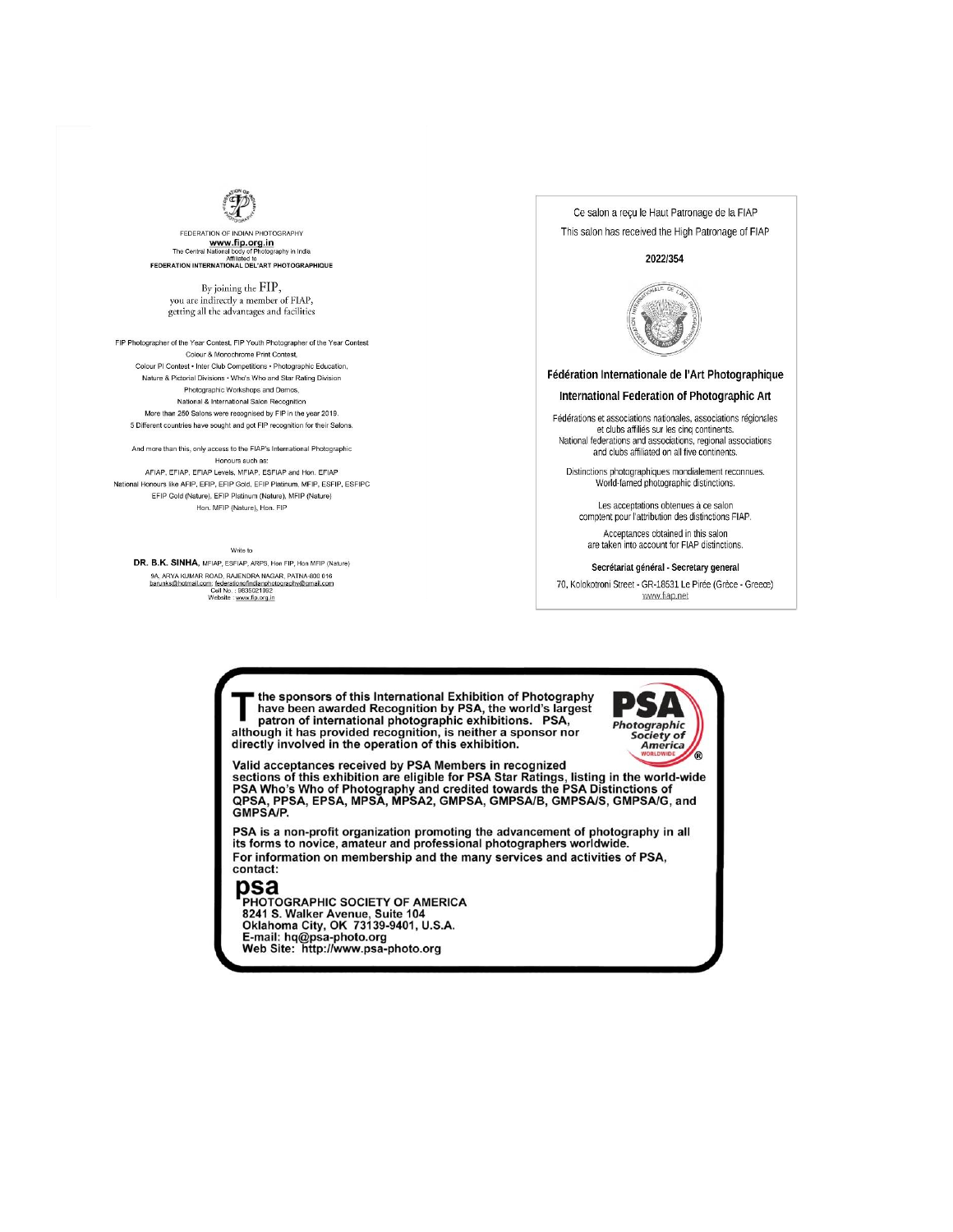FEDERATION OF INDIAN PHOTOGRAPHY
**www.fip.org.in**
The Central National body of Photography in India
Affiliated to
**FEDERATION INTERNATIONAL DEL'ART PHOTOGRAPHIQUE**

By joining the FIP,
you are indirectly a member of FIAP,
getting all the advantages and facilities

FIP Photographer of the Year Contest, FIP Youth Photographer of the Year Contest
Colour & Monochrome Print Contest,
Colour PI Contest • Inter Club Competitions • Photographic Education,
Nature & Pictorial Divisions • Who's Who and Star Rating Division
Photographic Workshops and Demos,
National & International Salon Recognition
More than 250 Salons were recognised by FIP in the year 2019.
5 Different countries have sought and got FIP recognition for their Salons.

And more than this, only access to the FIAP's International Photographic Honours such as:
AFIAP, EFIAP, EFIAP Levels, MFIAP, ESFIAP and Hon. EFIAP
National Honours like AFIP, EFIP, EFIP Gold, EFIP Platinum, MFIP, ESFIP, ESFIPC
EFIP Gold (Nature), EFIP Platinum (Nature), MFIP (Nature)
Hon. MFIP (Nature), Hon. FIP

Write to
**DR. B.K. SINHA**, MFIAP, ESFIAP, ARPS, Hon FIP, Hon MFIP (Nature)
9A, ARYA KUMAR ROAD, RAJENDRA NAGAR, PATNA-800 016
barunks@hotmail.com, federationofindianphotography@gmail.com
Cell No. : 9835021092
Website : www.fip.org.in

---

Ce salon a reçu le Haut Patronage de la FIAP
This salon has received the High Patronage of FIAP

**2022/354**

**Fédération Internationale de l'Art Photographique**

**International Federation of Photographic Art**

Fédérations et associations nationales, associations régionales et clubs affiliés sur les cinq continents.
National federations and associations, regional associations and clubs affiliated on all five continents.

Distinctions photographiques mondialement reconnues.
World-famed photographic distinctions.

Les acceptations obtenues à ce salon comptent pour l'attribution des distinctions FIAP.

Acceptances obtained in this salon are taken into account for FIAP distinctions.

**Secrétariat général - Secretary general**

70, Kolokotroni Street - GR-18531 Le Pirée (Grèce - Greece)
www.fiap.net

---

**The sponsors of this International Exhibition of Photography have been awarded Recognition by PSA, the world's largest patron of international photographic exhibitions. PSA, although it has provided recognition, is neither a sponsor nor directly involved in the operation of this exhibition.**

**Valid acceptances received by PSA Members in recognized sections of this exhibition are eligible for PSA Star Ratings, listing in the world-wide PSA Who's Who of Photography and credited towards the PSA Distinctions of QPSA, PPSA, EPSA, MPSA, MPSA2, GMPSA, GMPSA/B, GMPSA/S, GMPSA/G, and GMPSA/P.**

**PSA is a non-profit organization promoting the advancement of photography in all its forms to novice, amateur and professional photographers worldwide.**

**For information on membership and the many services and activities of PSA, contact:**

**psa**
**PHOTOGRAPHIC SOCIETY OF AMERICA**
**8241 S. Walker Avenue, Suite 104**
**Oklahoma City, OK 73139-9401, U.S.A.**
**E-mail: hq@psa-photo.org**
**Web Site: http://www.psa-photo.org**